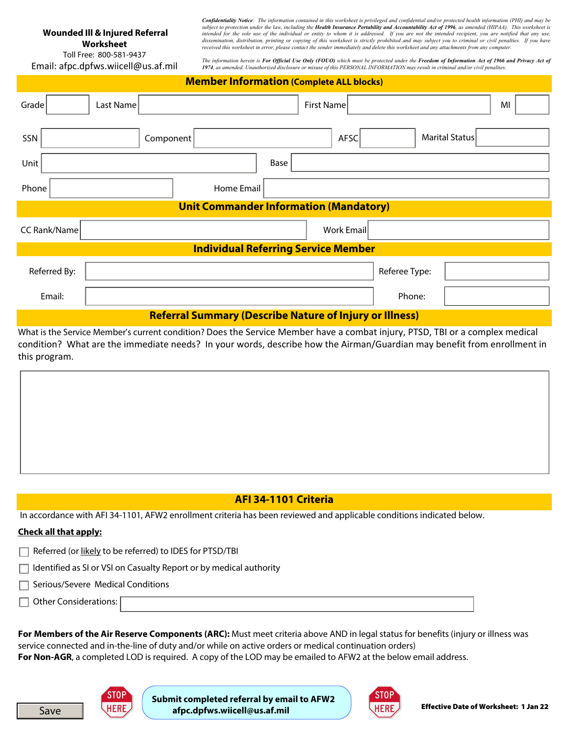**Wounded Ill & Injured Referral Worksheet**

Toll Free: 800-581-9437

Email: afpc.dpfws.wiicell@us.af.mil

*Confidentiality Notice: The information contained in this worksheet is privileged and confidential and/or protected health information (PHI) and may be subject to protection under the law, including the **Health Insurance Portability and Accountability Act of 1996**, as amended (HIPAA). This worksheet is intended for the sole use of the individual or entity to whom it is addressed. If you are not the intended recipient, you are notified that any use, dissemination, distribution, printing or copying of this worksheet is strictly prohibited and may subject you to criminal or civil penalties. If you have received this worksheet in error, please contact the sender immediately and delete this worksheet and any attachments from any computer.*

*The information herein is **For Official Use Only (FOUO)** which must be protected under the **Freedom of Information Act of 1966 and Privacy Act of 1974**, as amended. Unauthorized disclosure or misuse of this PERSONAL INFORMATION may result in criminal and/or civil penalties.*

## Member Information (Complete ALL blocks)

Grade ____ Last Name ____ First Name ____ MI ____

SSN ____ Component ____ AFSC ____ Marital Status ____

Unit ____ Base ____

Phone ____ Home Email ____

## Unit Commander Information (Mandatory)

CC Rank/Name ____ Work Email ____

## Individual Referring Service Member

Referred By: ____ Referee Type: ____

Email: ____ Phone: ____

## Referral Summary (Describe Nature of Injury or Illness)

What is the Service Member's current condition? Does the Service Member have a combat injury, PTSD, TBI or a complex medical condition? What are the immediate needs? In your words, describe how the Airman/Guardian may benefit from enrollment in this program.

## AFI 34-1101 Criteria

In accordance with AFI 34-1101, AFW2 enrollment criteria has been reviewed and applicable conditions indicated below.

**Check all that apply:**

- ☐ Referred (or likely to be referred) to IDES for PTSD/TBI
- ☐ Identified as SI or VSI on Casualty Report or by medical authority
- ☐ Serious/Severe Medical Conditions
- ☐ Other Considerations: ____

**For Members of the Air Reserve Components (ARC):** Must meet criteria above AND in legal status for benefits (injury or illness was service connected and in-the-line of duty and/or while on active orders or medical continuation orders)

**For Non-AGR**, a completed LOD is required. A copy of the LOD may be emailed to AFW2 at the below email address.

Save

STOP HERE

**Submit completed referral by email to AFW2 afpc.dpfws.wiicell@us.af.mil**

STOP HERE

**Effective Date of Worksheet: 1 Jan 22**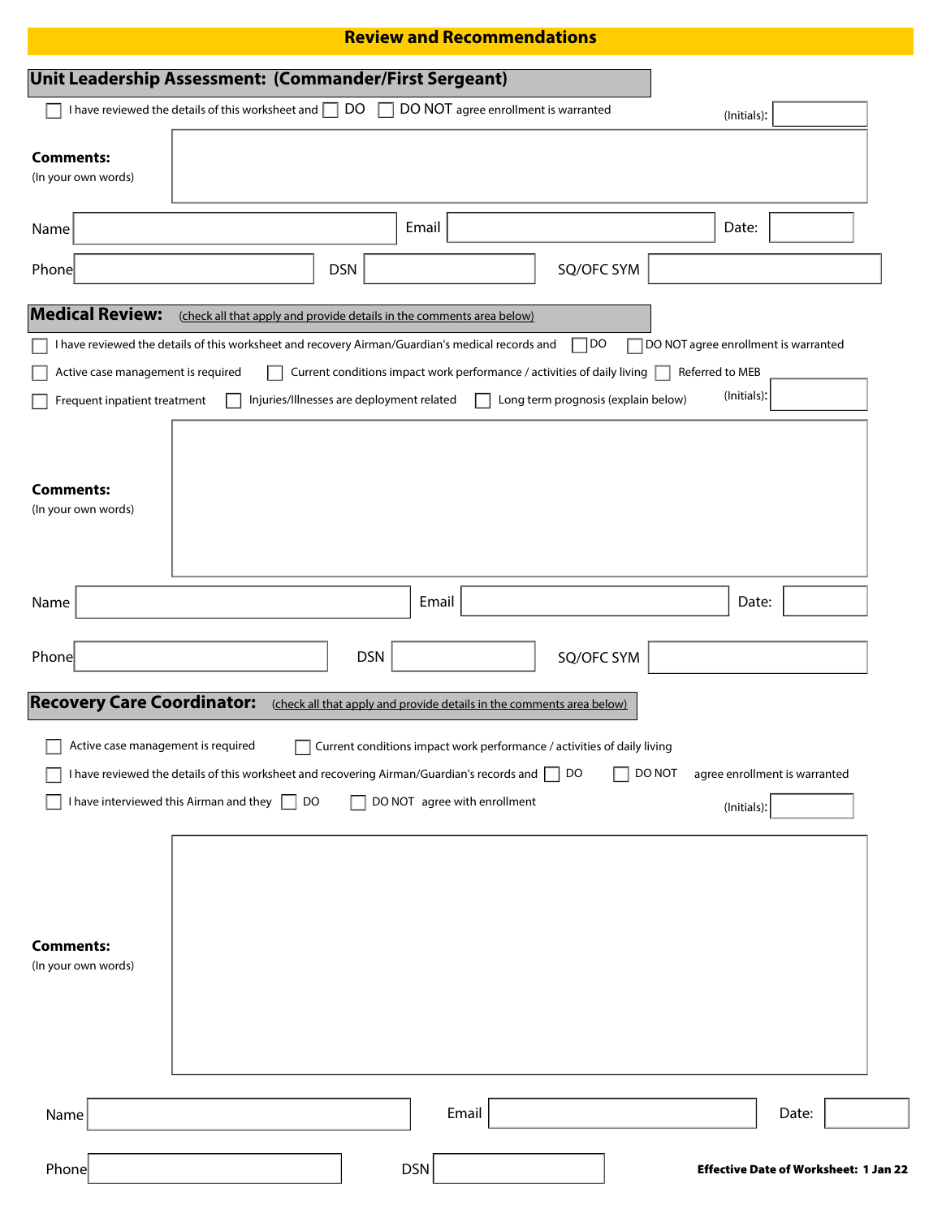# Review and Recommendations

## Unit Leadership Assessment: (Commander/First Sergeant)

☐ I have reviewed the details of this worksheet and ☐ DO ☐ DO NOT agree enrollment is warranted

(Initials): ________

**Comments:**
(In your own words)

Name ________ Email ________ Date: ________

Phone ________ DSN ________ SQ/OFC SYM ________

## Medical Review: (check all that apply and provide details in the comments area below)

☐ I have reviewed the details of this worksheet and recovery Airman/Guardian's medical records and ☐ DO ☐ DO NOT agree enrollment is warranted

☐ Active case management is required ☐ Current conditions impact work performance / activities of daily living ☐ Referred to MEB

☐ Frequent inpatient treatment ☐ Injuries/Illnesses are deployment related ☐ Long term prognosis (explain below)

(Initials): ________

**Comments:**
(In your own words)

Name ________ Email ________ Date: ________

Phone ________ DSN ________ SQ/OFC SYM ________

## Recovery Care Coordinator: (check all that apply and provide details in the comments area below)

☐ Active case management is required ☐ Current conditions impact work performance / activities of daily living

☐ I have reviewed the details of this worksheet and recovering Airman/Guardian's records and ☐ DO ☐ DO NOT agree enrollment is warranted

☐ I have interviewed this Airman and they ☐ DO ☐ DO NOT agree with enrollment

(Initials): ________

**Comments:**
(In your own words)

Name ________ Email ________ Date: ________

Phone ________ DSN ________

**Effective Date of Worksheet: 1 Jan 22**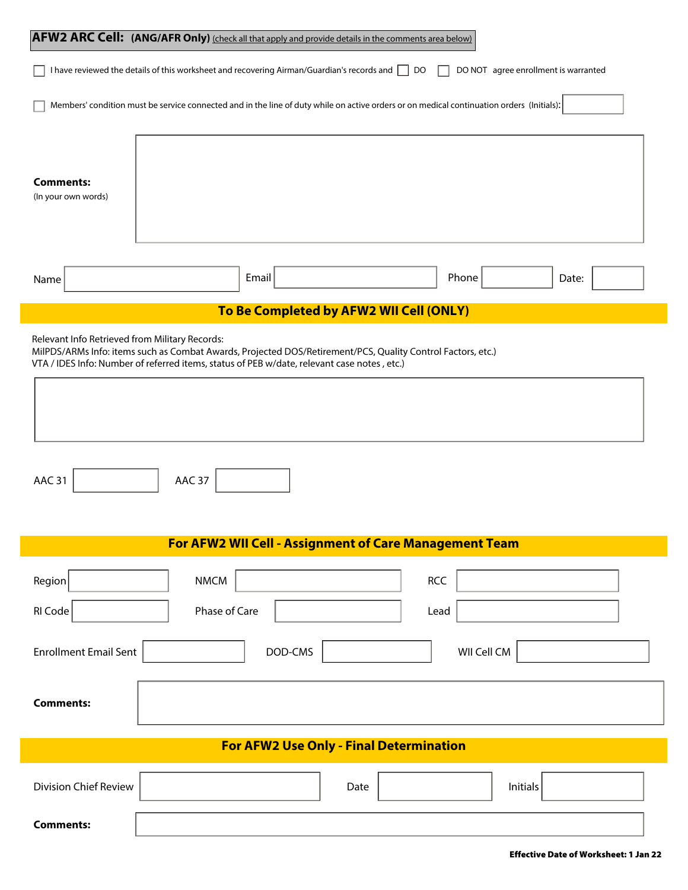## AFW2 ARC Cell: (ANG/AFR Only) (check all that apply and provide details in the comments area below)

☐ I have reviewed the details of this worksheet and recovering Airman/Guardian's records and ☐ DO ☐ DO NOT agree enrollment is warranted

☐ Members' condition must be service connected and in the line of duty while on active orders or on medical continuation orders (Initials):

**Comments:**
(In your own words)

Name | Email | Phone | Date:

## To Be Completed by AFW2 WII Cell (ONLY)

Relevant Info Retrieved from Military Records:
MilPDS/ARMs Info: items such as Combat Awards, Projected DOS/Retirement/PCS, Quality Control Factors, etc.)
VTA / IDES Info: Number of referred items, status of PEB w/date, relevant case notes , etc.)

AAC 31 | AAC 37

## For AFW2 WII Cell - Assignment of Care Management Team

Region | NMCM | RCC

RI Code | Phase of Care | Lead

Enrollment Email Sent | DOD-CMS | WII Cell CM

**Comments:**

## For AFW2 Use Only - Final Determination

Division Chief Review | Date | Initials

**Comments:**

**Effective Date of Worksheet: 1 Jan 22**